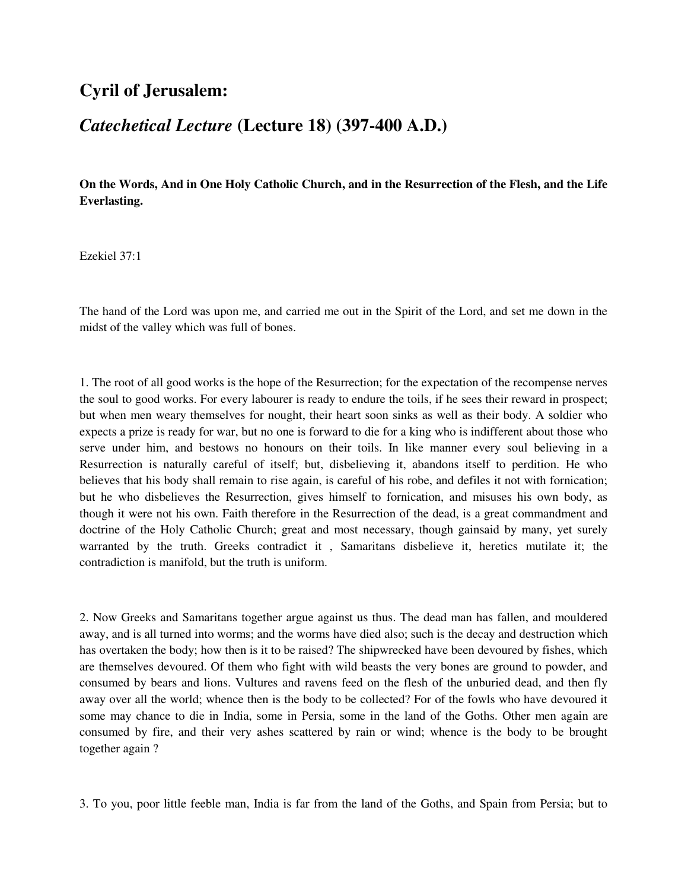## Cyril of Jerusalem:

## *Catechetical Lecture* (Lecture 18) (397-400 A.D.)

**On the Words, And in One Holy Catholic Church, and in the Resurrection of the Flesh, and the Life Everlasting.**

Ezekiel 37:1

The hand of the Lord was upon me, and carried me out in the Spirit of the Lord, and set me down in the midst of the valley which was full of bones.

1. The root of all good works is the hope of the Resurrection; for the expectation of the recompense nerves the soul to good works. For every labourer is ready to endure the toils, if he sees their reward in prospect; but when men weary themselves for nought, their heart soon sinks as well as their body. A soldier who expects a prize is ready for war, but no one is forward to die for a king who is indifferent about those who serve under him, and bestows no honours on their toils. In like manner every soul believing in a Resurrection is naturally careful of itself; but, disbelieving it, abandons itself to perdition. He who believes that his body shall remain to rise again, is careful of his robe, and defiles it not with fornication; but he who disbelieves the Resurrection, gives himself to fornication, and misuses his own body, as though it were not his own. Faith therefore in the Resurrection of the dead, is a great commandment and doctrine of the Holy Catholic Church; great and most necessary, though gainsaid by many, yet surely warranted by the truth. Greeks contradict it , Samaritans disbelieve it, heretics mutilate it; the contradiction is manifold, but the truth is uniform.

2. Now Greeks and Samaritans together argue against us thus. The dead man has fallen, and mouldered away, and is all turned into worms; and the worms have died also; such is the decay and destruction which has overtaken the body; how then is it to be raised? The shipwrecked have been devoured by fishes, which are themselves devoured. Of them who fight with wild beasts the very bones are ground to powder, and consumed by bears and lions. Vultures and ravens feed on the flesh of the unburied dead, and then fly away over all the world; whence then is the body to be collected? For of the fowls who have devoured it some may chance to die in India, some in Persia, some in the land of the Goths. Other men again are consumed by fire, and their very ashes scattered by rain or wind; whence is the body to be brought together again ?

3. To you, poor little feeble man, India is far from the land of the Goths, and Spain from Persia; but to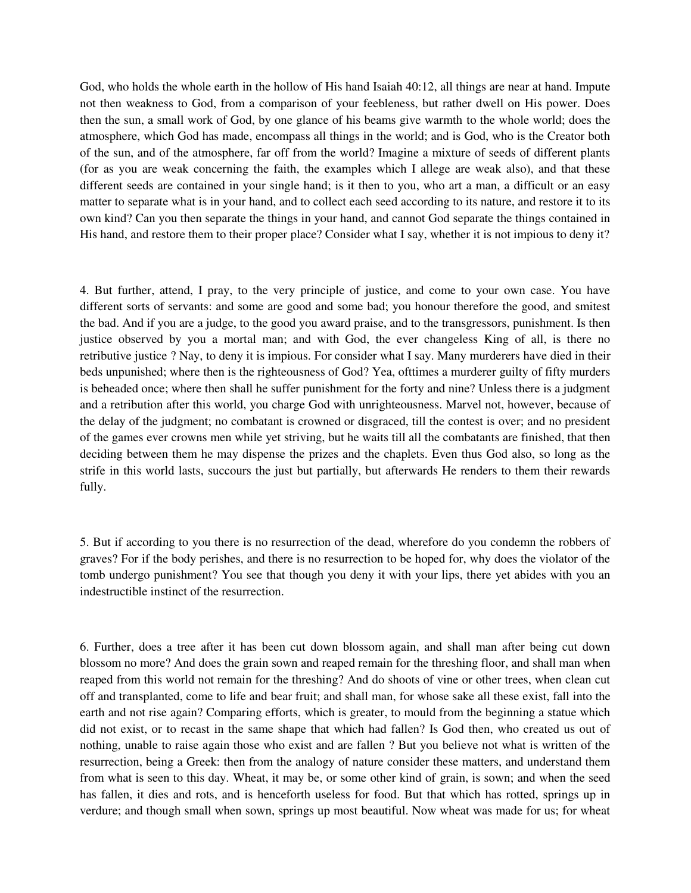God, who holds the whole earth in the hollow of His hand Isaiah 40:12, all things are near at hand. Impute not then weakness to God, from a comparison of your feebleness, but rather dwell on His power. Does then the sun, a small work of God, by one glance of his beams give warmth to the whole world; does the atmosphere, which God has made, encompass all things in the world; and is God, who is the Creator both of the sun, and of the atmosphere, far off from the world? Imagine a mixture of seeds of different plants (for as you are weak concerning the faith, the examples which I allege are weak also), and that these different seeds are contained in your single hand; is it then to you, who art a man, a difficult or an easy matter to separate what is in your hand, and to collect each seed according to its nature, and restore it to its own kind? Can you then separate the things in your hand, and cannot God separate the things contained in His hand, and restore them to their proper place? Consider what I say, whether it is not impious to deny it?

4. But further, attend, I pray, to the very principle of justice, and come to your own case. You have different sorts of servants: and some are good and some bad; you honour therefore the good, and smitest the bad. And if you are a judge, to the good you award praise, and to the transgressors, punishment. Is then justice observed by you a mortal man; and with God, the ever changeless King of all, is there no retributive justice ? Nay, to deny it is impious. For consider what I say. Many murderers have died in their beds unpunished; where then is the righteousness of God? Yea, ofttimes a murderer guilty of fifty murders is beheaded once; where then shall he suffer punishment for the forty and nine? Unless there is a judgment and a retribution after this world, you charge God with unrighteousness. Marvel not, however, because of the delay of the judgment; no combatant is crowned or disgraced, till the contest is over; and no president of the games ever crowns men while yet striving, but he waits till all the combatants are finished, that then deciding between them he may dispense the prizes and the chaplets. Even thus God also, so long as the strife in this world lasts, succours the just but partially, but afterwards He renders to them their rewards fully.

5. But if according to you there is no resurrection of the dead, wherefore do you condemn the robbers of graves? For if the body perishes, and there is no resurrection to be hoped for, why does the violator of the tomb undergo punishment? You see that though you deny it with your lips, there yet abides with you an indestructible instinct of the resurrection.

6. Further, does a tree after it has been cut down blossom again, and shall man after being cut down blossom no more? And does the grain sown and reaped remain for the threshing floor, and shall man when reaped from this world not remain for the threshing? And do shoots of vine or other trees, when clean cut off and transplanted, come to life and bear fruit; and shall man, for whose sake all these exist, fall into the earth and not rise again? Comparing efforts, which is greater, to mould from the beginning a statue which did not exist, or to recast in the same shape that which had fallen? Is God then, who created us out of nothing, unable to raise again those who exist and are fallen ? But you believe not what is written of the resurrection, being a Greek: then from the analogy of nature consider these matters, and understand them from what is seen to this day. Wheat, it may be, or some other kind of grain, is sown; and when the seed has fallen, it dies and rots, and is henceforth useless for food. But that which has rotted, springs up in verdure; and though small when sown, springs up most beautiful. Now wheat was made for us; for wheat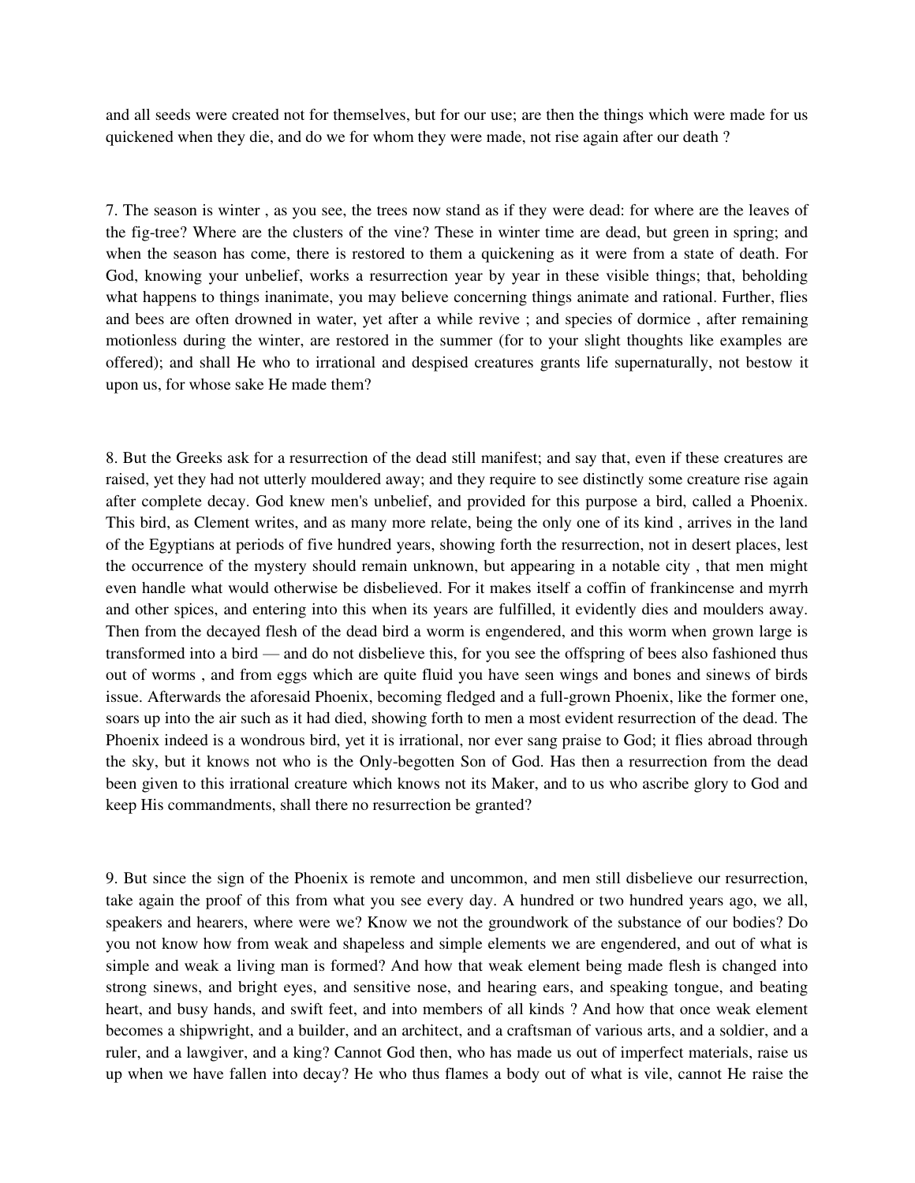and all seeds were created not for themselves, but for our use; are then the things which were made for us quickened when they die, and do we for whom they were made, not rise again after our death ?

7. The season is winter , as you see, the trees now stand as if they were dead: for where are the leaves of the fig-tree? Where are the clusters of the vine? These in winter time are dead, but green in spring; and when the season has come, there is restored to them a quickening as it were from a state of death. For God, knowing your unbelief, works a resurrection year by year in these visible things; that, beholding what happens to things inanimate, you may believe concerning things animate and rational. Further, flies and bees are often drowned in water, yet after a while revive ; and species of dormice , after remaining motionless during the winter, are restored in the summer (for to your slight thoughts like examples are offered); and shall He who to irrational and despised creatures grants life supernaturally, not bestow it upon us, for whose sake He made them?

8. But the Greeks ask for a resurrection of the dead still manifest; and say that, even if these creatures are raised, yet they had not utterly mouldered away; and they require to see distinctly some creature rise again after complete decay. God knew men's unbelief, and provided for this purpose a bird, called a Phoenix. This bird, as Clement writes, and as many more relate, being the only one of its kind , arrives in the land of the Egyptians at periods of five hundred years, showing forth the resurrection, not in desert places, lest the occurrence of the mystery should remain unknown, but appearing in a notable city , that men might even handle what would otherwise be disbelieved. For it makes itself a coffin of frankincense and myrrh and other spices, and entering into this when its years are fulfilled, it evidently dies and moulders away. Then from the decayed flesh of the dead bird a worm is engendered, and this worm when grown large is transformed into a bird — and do not disbelieve this, for you see the offspring of bees also fashioned thus out of worms , and from eggs which are quite fluid you have seen wings and bones and sinews of birds issue. Afterwards the aforesaid Phoenix, becoming fledged and a full-grown Phoenix, like the former one, soars up into the air such as it had died, showing forth to men a most evident resurrection of the dead. The Phoenix indeed is a wondrous bird, yet it is irrational, nor ever sang praise to God; it flies abroad through the sky, but it knows not who is the Only-begotten Son of God. Has then a resurrection from the dead been given to this irrational creature which knows not its Maker, and to us who ascribe glory to God and keep His commandments, shall there no resurrection be granted?

9. But since the sign of the Phoenix is remote and uncommon, and men still disbelieve our resurrection, take again the proof of this from what you see every day. A hundred or two hundred years ago, we all, speakers and hearers, where were we? Know we not the groundwork of the substance of our bodies? Do you not know how from weak and shapeless and simple elements we are engendered, and out of what is simple and weak a living man is formed? And how that weak element being made flesh is changed into strong sinews, and bright eyes, and sensitive nose, and hearing ears, and speaking tongue, and beating heart, and busy hands, and swift feet, and into members of all kinds ? And how that once weak element becomes a shipwright, and a builder, and an architect, and a craftsman of various arts, and a soldier, and a ruler, and a lawgiver, and a king? Cannot God then, who has made us out of imperfect materials, raise us up when we have fallen into decay? He who thus flames a body out of what is vile, cannot He raise the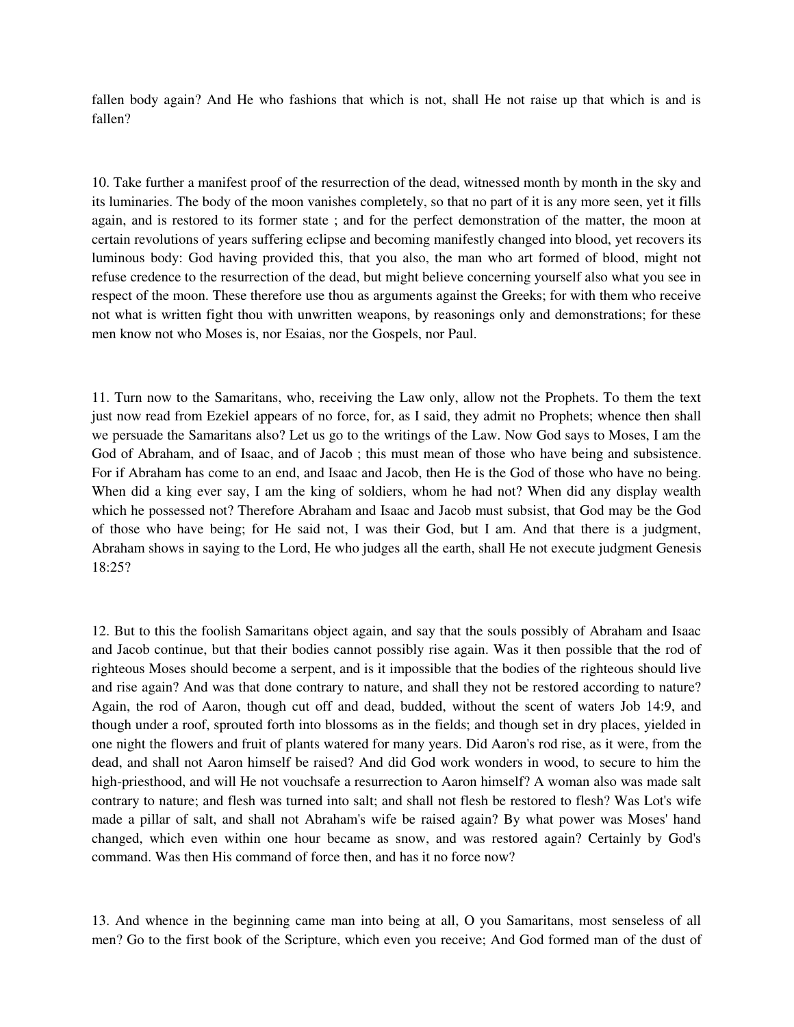fallen body again? And He who fashions that which is not, shall He not raise up that which is and is fallen?

10. Take further a manifest proof of the resurrection of the dead, witnessed month by month in the sky and its luminaries. The body of the moon vanishes completely, so that no part of it is any more seen, yet it fills again, and is restored to its former state ; and for the perfect demonstration of the matter, the moon at certain revolutions of years suffering eclipse and becoming manifestly changed into blood, yet recovers its luminous body: God having provided this, that you also, the man who art formed of blood, might not refuse credence to the resurrection of the dead, but might believe concerning yourself also what you see in respect of the moon. These therefore use thou as arguments against the Greeks; for with them who receive not what is written fight thou with unwritten weapons, by reasonings only and demonstrations; for these men know not who Moses is, nor Esaias, nor the Gospels, nor Paul.

11. Turn now to the Samaritans, who, receiving the Law only, allow not the Prophets. To them the text just now read from Ezekiel appears of no force, for, as I said, they admit no Prophets; whence then shall we persuade the Samaritans also? Let us go to the writings of the Law. Now God says to Moses, I am the God of Abraham, and of Isaac, and of Jacob ; this must mean of those who have being and subsistence. For if Abraham has come to an end, and Isaac and Jacob, then He is the God of those who have no being. When did a king ever say, I am the king of soldiers, whom he had not? When did any display wealth which he possessed not? Therefore Abraham and Isaac and Jacob must subsist, that God may be the God of those who have being; for He said not, I was their God, but I am. And that there is a judgment, Abraham shows in saying to the Lord, He who judges all the earth, shall He not execute judgment Genesis 18:25?

12. But to this the foolish Samaritans object again, and say that the souls possibly of Abraham and Isaac and Jacob continue, but that their bodies cannot possibly rise again. Was it then possible that the rod of righteous Moses should become a serpent, and is it impossible that the bodies of the righteous should live and rise again? And was that done contrary to nature, and shall they not be restored according to nature? Again, the rod of Aaron, though cut off and dead, budded, without the scent of waters Job 14:9, and though under a roof, sprouted forth into blossoms as in the fields; and though set in dry places, yielded in one night the flowers and fruit of plants watered for many years. Did Aaron's rod rise, as it were, from the dead, and shall not Aaron himself be raised? And did God work wonders in wood, to secure to him the high-priesthood, and will He not vouchsafe a resurrection to Aaron himself? A woman also was made salt contrary to nature; and flesh was turned into salt; and shall not flesh be restored to flesh? Was Lot's wife made a pillar of salt, and shall not Abraham's wife be raised again? By what power was Moses' hand changed, which even within one hour became as snow, and was restored again? Certainly by God's command. Was then His command of force then, and has it no force now?

13. And whence in the beginning came man into being at all, O you Samaritans, most senseless of all men? Go to the first book of the Scripture, which even you receive; And God formed man of the dust of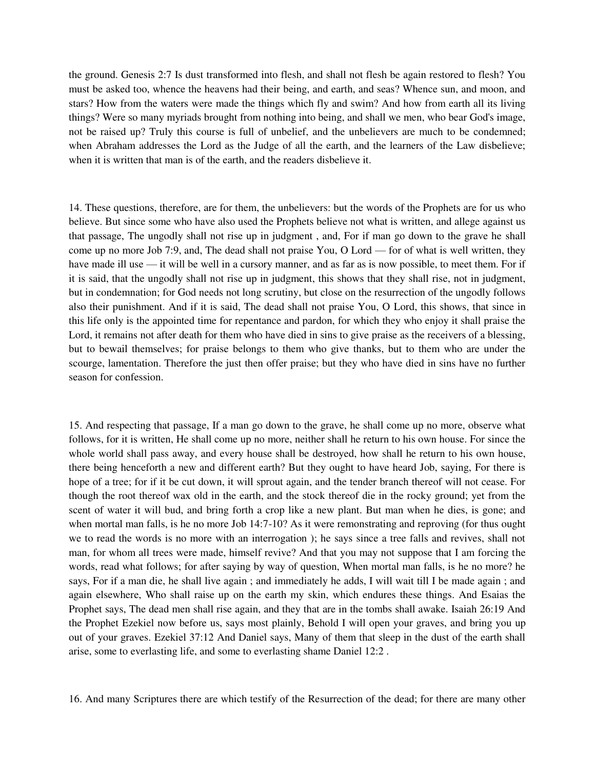the ground. Genesis 2:7 Is dust transformed into flesh, and shall not flesh be again restored to flesh? You must be asked too, whence the heavens had their being, and earth, and seas? Whence sun, and moon, and stars? How from the waters were made the things which fly and swim? And how from earth all its living things? Were so many myriads brought from nothing into being, and shall we men, who bear God's image, not be raised up? Truly this course is full of unbelief, and the unbelievers are much to be condemned; when Abraham addresses the Lord as the Judge of all the earth, and the learners of the Law disbelieve; when it is written that man is of the earth, and the readers disbelieve it.

14. These questions, therefore, are for them, the unbelievers: but the words of the Prophets are for us who believe. But since some who have also used the Prophets believe not what is written, and allege against us that passage, The ungodly shall not rise up in judgment , and, For if man go down to the grave he shall come up no more Job 7:9, and, The dead shall not praise You, O Lord — for of what is well written, they have made ill use — it will be well in a cursory manner, and as far as is now possible, to meet them. For if it is said, that the ungodly shall not rise up in judgment, this shows that they shall rise, not in judgment, but in condemnation; for God needs not long scrutiny, but close on the resurrection of the ungodly follows also their punishment. And if it is said, The dead shall not praise You, O Lord, this shows, that since in this life only is the appointed time for repentance and pardon, for which they who enjoy it shall praise the Lord, it remains not after death for them who have died in sins to give praise as the receivers of a blessing, but to bewail themselves; for praise belongs to them who give thanks, but to them who are under the scourge, lamentation. Therefore the just then offer praise; but they who have died in sins have no further season for confession.

15. And respecting that passage, If a man go down to the grave, he shall come up no more, observe what follows, for it is written, He shall come up no more, neither shall he return to his own house. For since the whole world shall pass away, and every house shall be destroyed, how shall he return to his own house, there being henceforth a new and different earth? But they ought to have heard Job, saying, For there is hope of a tree; for if it be cut down, it will sprout again, and the tender branch thereof will not cease. For though the root thereof wax old in the earth, and the stock thereof die in the rocky ground; yet from the scent of water it will bud, and bring forth a crop like a new plant. But man when he dies, is gone; and when mortal man falls, is he no more Job 14:7-10? As it were remonstrating and reproving (for thus ought we to read the words is no more with an interrogation ); he says since a tree falls and revives, shall not man, for whom all trees were made, himself revive? And that you may not suppose that I am forcing the words, read what follows; for after saying by way of question, When mortal man falls, is he no more? he says, For if a man die, he shall live again ; and immediately he adds, I will wait till I be made again ; and again elsewhere, Who shall raise up on the earth my skin, which endures these things. And Esaias the Prophet says, The dead men shall rise again, and they that are in the tombs shall awake. Isaiah 26:19 And the Prophet Ezekiel now before us, says most plainly, Behold I will open your graves, and bring you up out of your graves. Ezekiel 37:12 And Daniel says, Many of them that sleep in the dust of the earth shall arise, some to everlasting life, and some to everlasting shame Daniel 12:2 .

16. And many Scriptures there are which testify of the Resurrection of the dead; for there are many other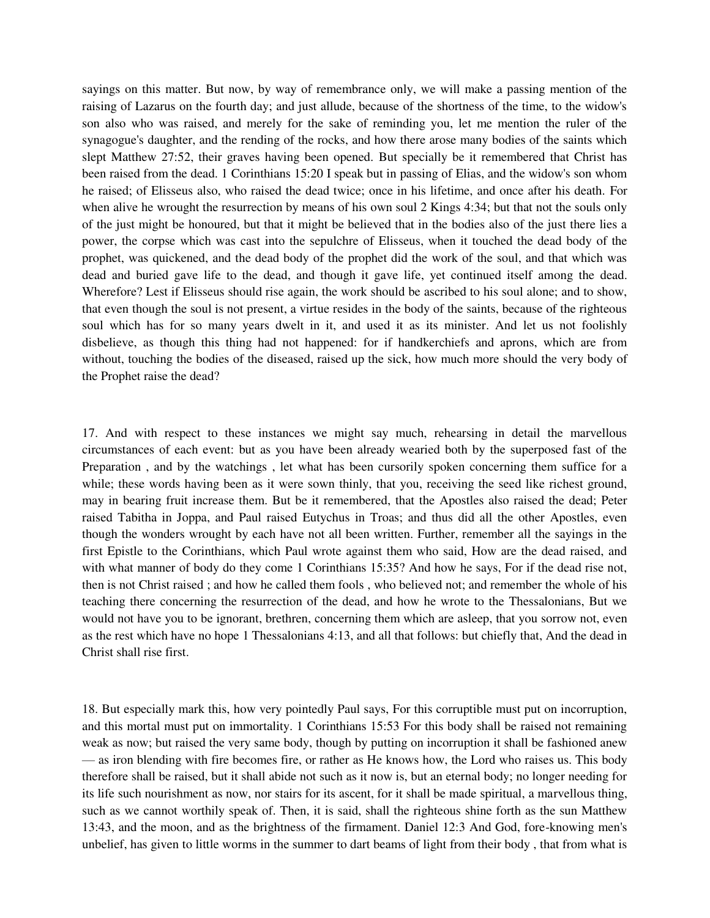sayings on this matter. But now, by way of remembrance only, we will make a passing mention of the raising of Lazarus on the fourth day; and just allude, because of the shortness of the time, to the widow's son also who was raised, and merely for the sake of reminding you, let me mention the ruler of the synagogue's daughter, and the rending of the rocks, and how there arose many bodies of the saints which slept Matthew 27:52, their graves having been opened. But specially be it remembered that Christ has been raised from the dead. 1 Corinthians 15:20 I speak but in passing of Elias, and the widow's son whom he raised; of Elisseus also, who raised the dead twice; once in his lifetime, and once after his death. For when alive he wrought the resurrection by means of his own soul 2 Kings 4:34; but that not the souls only of the just might be honoured, but that it might be believed that in the bodies also of the just there lies a power, the corpse which was cast into the sepulchre of Elisseus, when it touched the dead body of the prophet, was quickened, and the dead body of the prophet did the work of the soul, and that which was dead and buried gave life to the dead, and though it gave life, yet continued itself among the dead. Wherefore? Lest if Elisseus should rise again, the work should be ascribed to his soul alone; and to show, that even though the soul is not present, a virtue resides in the body of the saints, because of the righteous soul which has for so many years dwelt in it, and used it as its minister. And let us not foolishly disbelieve, as though this thing had not happened: for if handkerchiefs and aprons, which are from without, touching the bodies of the diseased, raised up the sick, how much more should the very body of the Prophet raise the dead?

17. And with respect to these instances we might say much, rehearsing in detail the marvellous circumstances of each event: but as you have been already wearied both by the superposed fast of the Preparation , and by the watchings , let what has been cursorily spoken concerning them suffice for a while; these words having been as it were sown thinly, that you, receiving the seed like richest ground, may in bearing fruit increase them. But be it remembered, that the Apostles also raised the dead; Peter raised Tabitha in Joppa, and Paul raised Eutychus in Troas; and thus did all the other Apostles, even though the wonders wrought by each have not all been written. Further, remember all the sayings in the first Epistle to the Corinthians, which Paul wrote against them who said, How are the dead raised, and with what manner of body do they come 1 Corinthians 15:35? And how he says, For if the dead rise not, then is not Christ raised ; and how he called them fools , who believed not; and remember the whole of his teaching there concerning the resurrection of the dead, and how he wrote to the Thessalonians, But we would not have you to be ignorant, brethren, concerning them which are asleep, that you sorrow not, even as the rest which have no hope 1 Thessalonians 4:13, and all that follows: but chiefly that, And the dead in Christ shall rise first.

18. But especially mark this, how very pointedly Paul says, For this corruptible must put on incorruption, and this mortal must put on immortality. 1 Corinthians 15:53 For this body shall be raised not remaining weak as now; but raised the very same body, though by putting on incorruption it shall be fashioned anew — as iron blending with fire becomes fire, or rather as He knows how, the Lord who raises us. This body therefore shall be raised, but it shall abide not such as it now is, but an eternal body; no longer needing for its life such nourishment as now, nor stairs for its ascent, for it shall be made spiritual, a marvellous thing, such as we cannot worthily speak of. Then, it is said, shall the righteous shine forth as the sun Matthew 13:43, and the moon, and as the brightness of the firmament. Daniel 12:3 And God, fore-knowing men's unbelief, has given to little worms in the summer to dart beams of light from their body , that from what is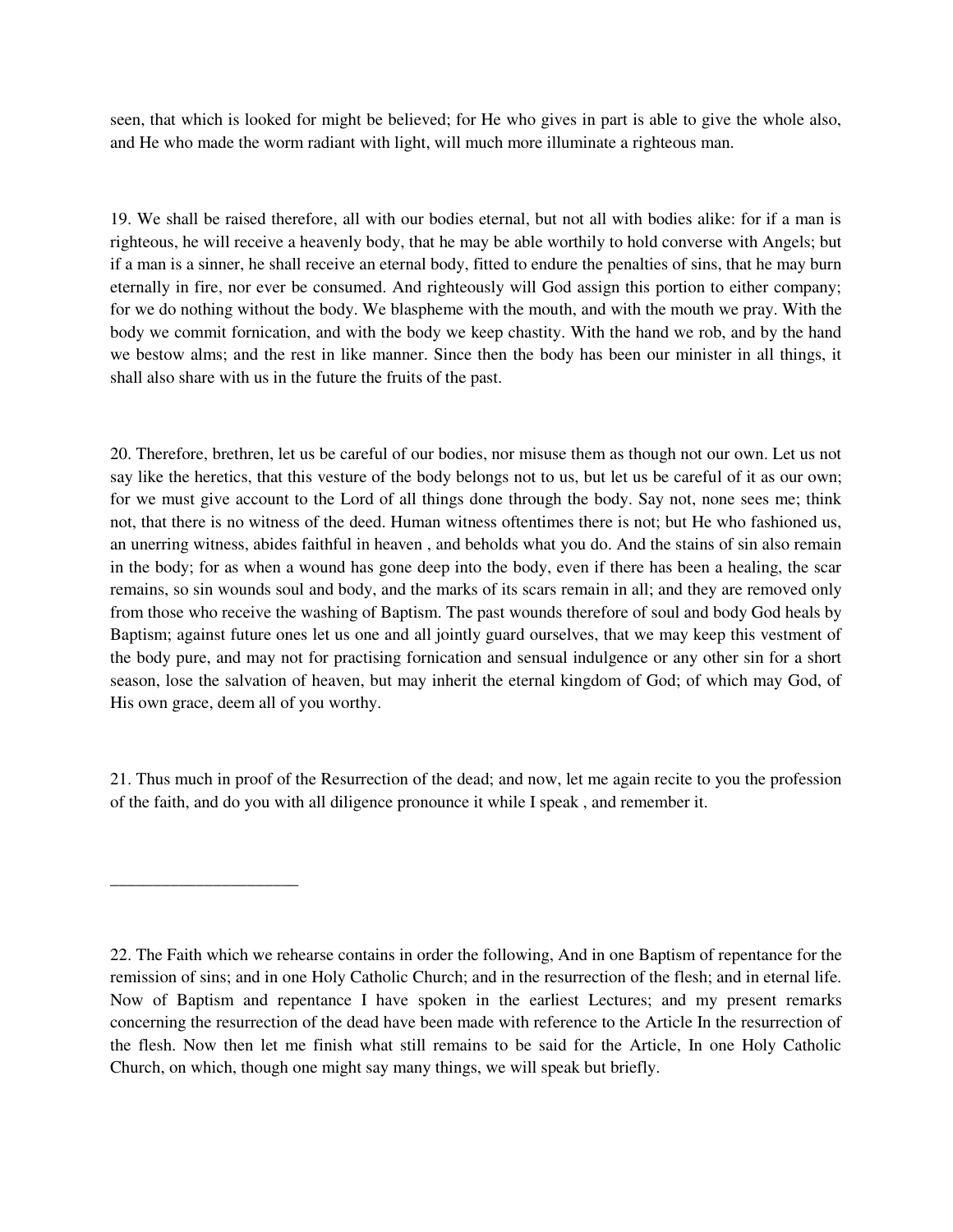seen, that which is looked for might be believed; for He who gives in part is able to give the whole also, and He who made the worm radiant with light, will much more illuminate a righteous man.

19. We shall be raised therefore, all with our bodies eternal, but not all with bodies alike: for if a man is righteous, he will receive a heavenly body, that he may be able worthily to hold converse with Angels; but if a man is a sinner, he shall receive an eternal body, fitted to endure the penalties of sins, that he may burn eternally in fire, nor ever be consumed. And righteously will God assign this portion to either company; for we do nothing without the body. We blaspheme with the mouth, and with the mouth we pray. With the body we commit fornication, and with the body we keep chastity. With the hand we rob, and by the hand we bestow alms; and the rest in like manner. Since then the body has been our minister in all things, it shall also share with us in the future the fruits of the past.

20. Therefore, brethren, let us be careful of our bodies, nor misuse them as though not our own. Let us not say like the heretics, that this vesture of the body belongs not to us, but let us be careful of it as our own; for we must give account to the Lord of all things done through the body. Say not, none sees me; think not, that there is no witness of the deed. Human witness oftentimes there is not; but He who fashioned us, an unerring witness, abides faithful in heaven , and beholds what you do. And the stains of sin also remain in the body; for as when a wound has gone deep into the body, even if there has been a healing, the scar remains, so sin wounds soul and body, and the marks of its scars remain in all; and they are removed only from those who receive the washing of Baptism. The past wounds therefore of soul and body God heals by Baptism; against future ones let us one and all jointly guard ourselves, that we may keep this vestment of the body pure, and may not for practising fornication and sensual indulgence or any other sin for a short season, lose the salvation of heaven, but may inherit the eternal kingdom of God; of which may God, of His own grace, deem all of you worthy.

21. Thus much in proof of the Resurrection of the dead; and now, let me again recite to you the profession of the faith, and do you with all diligence pronounce it while I speak , and remember it.

---

22. The Faith which we rehearse contains in order the following, And in one Baptism of repentance for the remission of sins; and in one Holy Catholic Church; and in the resurrection of the flesh; and in eternal life. Now of Baptism and repentance I have spoken in the earliest Lectures; and my present remarks concerning the resurrection of the dead have been made with reference to the Article In the resurrection of the flesh. Now then let me finish what still remains to be said for the Article, In one Holy Catholic Church, on which, though one might say many things, we will speak but briefly.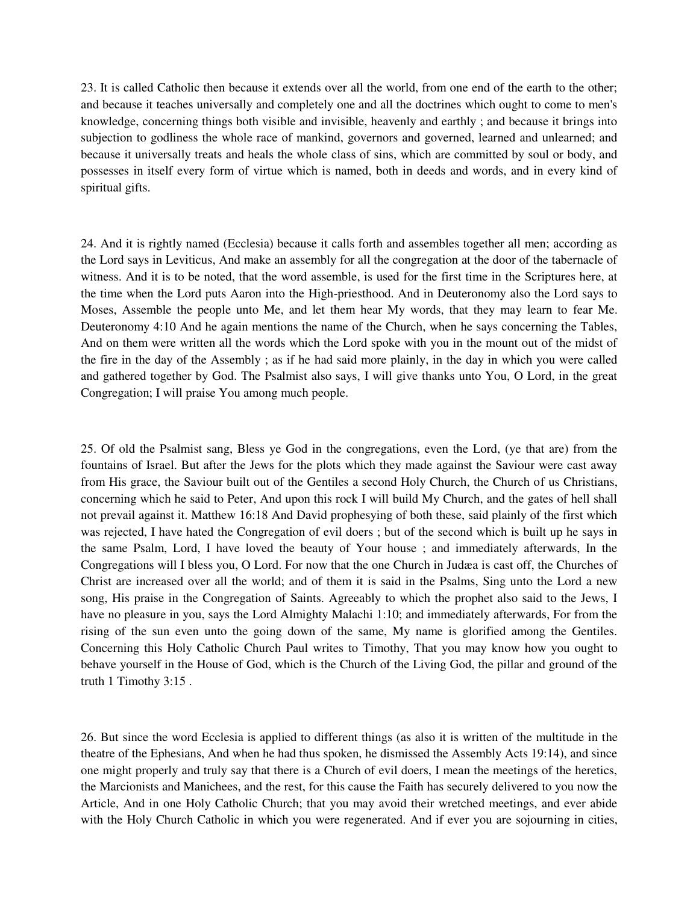23. It is called Catholic then because it extends over all the world, from one end of the earth to the other; and because it teaches universally and completely one and all the doctrines which ought to come to men's knowledge, concerning things both visible and invisible, heavenly and earthly ; and because it brings into subjection to godliness the whole race of mankind, governors and governed, learned and unlearned; and because it universally treats and heals the whole class of sins, which are committed by soul or body, and possesses in itself every form of virtue which is named, both in deeds and words, and in every kind of spiritual gifts.

24. And it is rightly named (Ecclesia) because it calls forth and assembles together all men; according as the Lord says in Leviticus, And make an assembly for all the congregation at the door of the tabernacle of witness. And it is to be noted, that the word assemble, is used for the first time in the Scriptures here, at the time when the Lord puts Aaron into the High-priesthood. And in Deuteronomy also the Lord says to Moses, Assemble the people unto Me, and let them hear My words, that they may learn to fear Me. Deuteronomy 4:10 And he again mentions the name of the Church, when he says concerning the Tables, And on them were written all the words which the Lord spoke with you in the mount out of the midst of the fire in the day of the Assembly ; as if he had said more plainly, in the day in which you were called and gathered together by God. The Psalmist also says, I will give thanks unto You, O Lord, in the great Congregation; I will praise You among much people.

25. Of old the Psalmist sang, Bless ye God in the congregations, even the Lord, (ye that are) from the fountains of Israel. But after the Jews for the plots which they made against the Saviour were cast away from His grace, the Saviour built out of the Gentiles a second Holy Church, the Church of us Christians, concerning which he said to Peter, And upon this rock I will build My Church, and the gates of hell shall not prevail against it. Matthew 16:18 And David prophesying of both these, said plainly of the first which was rejected, I have hated the Congregation of evil doers ; but of the second which is built up he says in the same Psalm, Lord, I have loved the beauty of Your house ; and immediately afterwards, In the Congregations will I bless you, O Lord. For now that the one Church in Judæa is cast off, the Churches of Christ are increased over all the world; and of them it is said in the Psalms, Sing unto the Lord a new song, His praise in the Congregation of Saints. Agreeably to which the prophet also said to the Jews, I have no pleasure in you, says the Lord Almighty Malachi 1:10; and immediately afterwards, For from the rising of the sun even unto the going down of the same, My name is glorified among the Gentiles. Concerning this Holy Catholic Church Paul writes to Timothy, That you may know how you ought to behave yourself in the House of God, which is the Church of the Living God, the pillar and ground of the truth 1 Timothy 3:15 .

26. But since the word Ecclesia is applied to different things (as also it is written of the multitude in the theatre of the Ephesians, And when he had thus spoken, he dismissed the Assembly Acts 19:14), and since one might properly and truly say that there is a Church of evil doers, I mean the meetings of the heretics, the Marcionists and Manichees, and the rest, for this cause the Faith has securely delivered to you now the Article, And in one Holy Catholic Church; that you may avoid their wretched meetings, and ever abide with the Holy Church Catholic in which you were regenerated. And if ever you are sojourning in cities,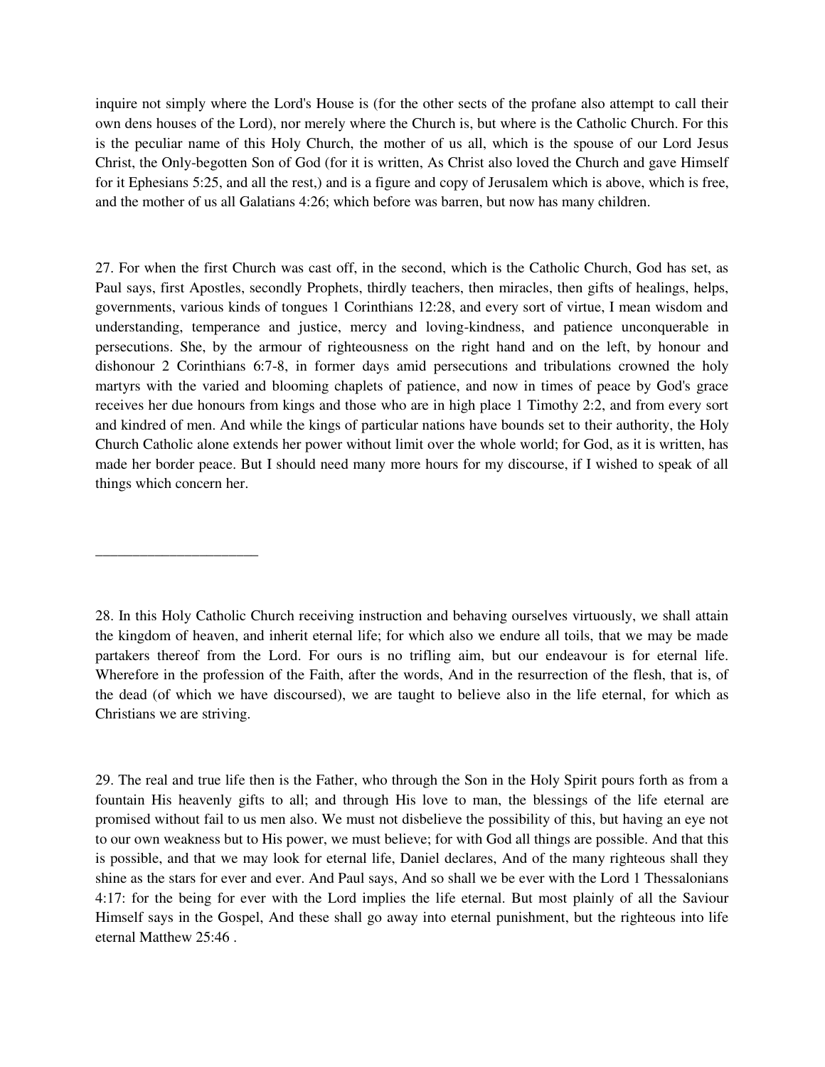inquire not simply where the Lord's House is (for the other sects of the profane also attempt to call their own dens houses of the Lord), nor merely where the Church is, but where is the Catholic Church. For this is the peculiar name of this Holy Church, the mother of us all, which is the spouse of our Lord Jesus Christ, the Only-begotten Son of God (for it is written, As Christ also loved the Church and gave Himself for it Ephesians 5:25, and all the rest,) and is a figure and copy of Jerusalem which is above, which is free, and the mother of us all Galatians 4:26; which before was barren, but now has many children.

27. For when the first Church was cast off, in the second, which is the Catholic Church, God has set, as Paul says, first Apostles, secondly Prophets, thirdly teachers, then miracles, then gifts of healings, helps, governments, various kinds of tongues 1 Corinthians 12:28, and every sort of virtue, I mean wisdom and understanding, temperance and justice, mercy and loving-kindness, and patience unconquerable in persecutions. She, by the armour of righteousness on the right hand and on the left, by honour and dishonour 2 Corinthians 6:7-8, in former days amid persecutions and tribulations crowned the holy martyrs with the varied and blooming chaplets of patience, and now in times of peace by God's grace receives her due honours from kings and those who are in high place 1 Timothy 2:2, and from every sort and kindred of men. And while the kings of particular nations have bounds set to their authority, the Holy Church Catholic alone extends her power without limit over the whole world; for God, as it is written, has made her border peace. But I should need many more hours for my discourse, if I wished to speak of all things which concern her.

---

28. In this Holy Catholic Church receiving instruction and behaving ourselves virtuously, we shall attain the kingdom of heaven, and inherit eternal life; for which also we endure all toils, that we may be made partakers thereof from the Lord. For ours is no trifling aim, but our endeavour is for eternal life. Wherefore in the profession of the Faith, after the words, And in the resurrection of the flesh, that is, of the dead (of which we have discoursed), we are taught to believe also in the life eternal, for which as Christians we are striving.

29. The real and true life then is the Father, who through the Son in the Holy Spirit pours forth as from a fountain His heavenly gifts to all; and through His love to man, the blessings of the life eternal are promised without fail to us men also. We must not disbelieve the possibility of this, but having an eye not to our own weakness but to His power, we must believe; for with God all things are possible. And that this is possible, and that we may look for eternal life, Daniel declares, And of the many righteous shall they shine as the stars for ever and ever. And Paul says, And so shall we be ever with the Lord 1 Thessalonians 4:17: for the being for ever with the Lord implies the life eternal. But most plainly of all the Saviour Himself says in the Gospel, And these shall go away into eternal punishment, but the righteous into life eternal Matthew 25:46 .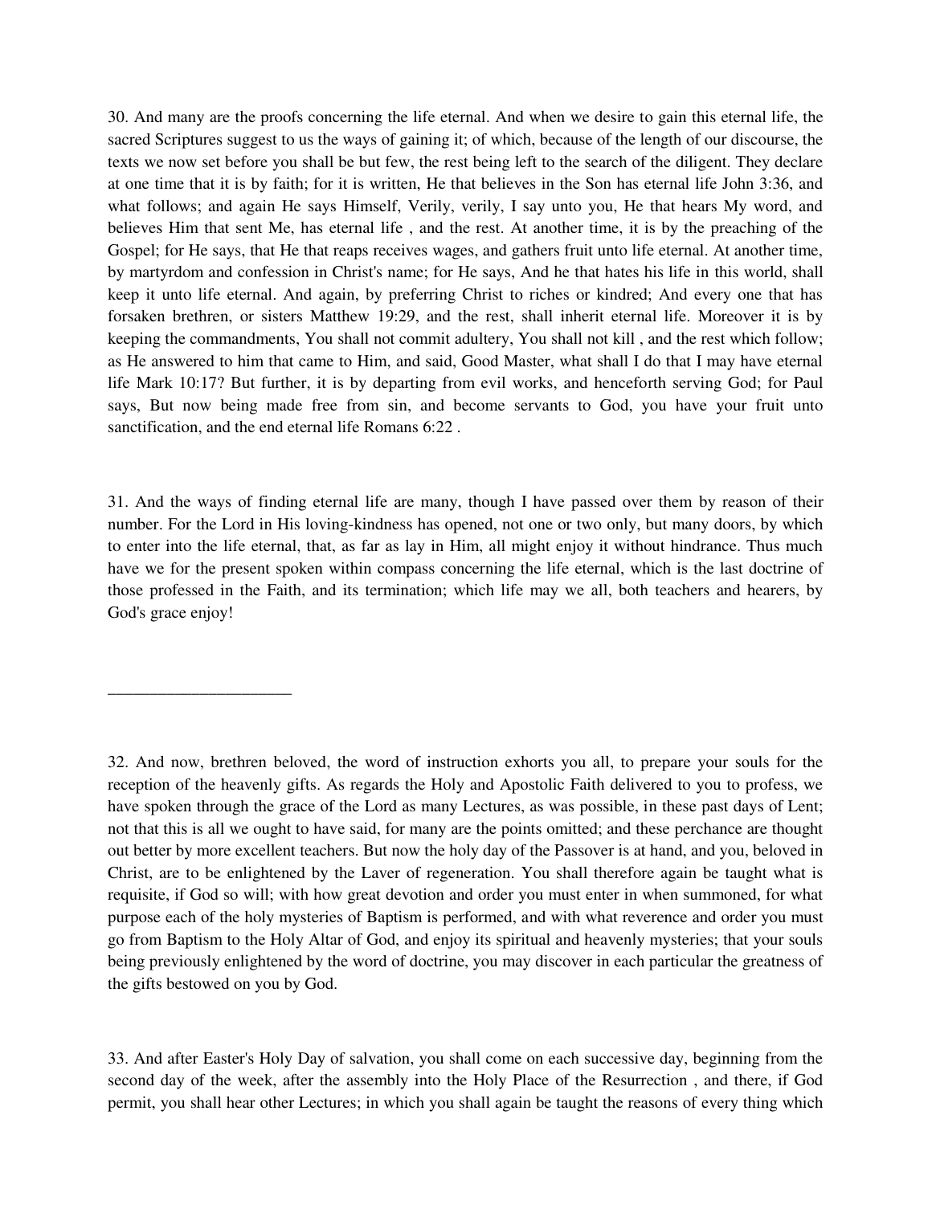30. And many are the proofs concerning the life eternal. And when we desire to gain this eternal life, the sacred Scriptures suggest to us the ways of gaining it; of which, because of the length of our discourse, the texts we now set before you shall be but few, the rest being left to the search of the diligent. They declare at one time that it is by faith; for it is written, He that believes in the Son has eternal life John 3:36, and what follows; and again He says Himself, Verily, verily, I say unto you, He that hears My word, and believes Him that sent Me, has eternal life , and the rest. At another time, it is by the preaching of the Gospel; for He says, that He that reaps receives wages, and gathers fruit unto life eternal. At another time, by martyrdom and confession in Christ's name; for He says, And he that hates his life in this world, shall keep it unto life eternal. And again, by preferring Christ to riches or kindred; And every one that has forsaken brethren, or sisters Matthew 19:29, and the rest, shall inherit eternal life. Moreover it is by keeping the commandments, You shall not commit adultery, You shall not kill , and the rest which follow; as He answered to him that came to Him, and said, Good Master, what shall I do that I may have eternal life Mark 10:17? But further, it is by departing from evil works, and henceforth serving God; for Paul says, But now being made free from sin, and become servants to God, you have your fruit unto sanctification, and the end eternal life Romans 6:22 .

31. And the ways of finding eternal life are many, though I have passed over them by reason of their number. For the Lord in His loving-kindness has opened, not one or two only, but many doors, by which to enter into the life eternal, that, as far as lay in Him, all might enjoy it without hindrance. Thus much have we for the present spoken within compass concerning the life eternal, which is the last doctrine of those professed in the Faith, and its termination; which life may we all, both teachers and hearers, by God's grace enjoy!

---

32. And now, brethren beloved, the word of instruction exhorts you all, to prepare your souls for the reception of the heavenly gifts. As regards the Holy and Apostolic Faith delivered to you to profess, we have spoken through the grace of the Lord as many Lectures, as was possible, in these past days of Lent; not that this is all we ought to have said, for many are the points omitted; and these perchance are thought out better by more excellent teachers. But now the holy day of the Passover is at hand, and you, beloved in Christ, are to be enlightened by the Laver of regeneration. You shall therefore again be taught what is requisite, if God so will; with how great devotion and order you must enter in when summoned, for what purpose each of the holy mysteries of Baptism is performed, and with what reverence and order you must go from Baptism to the Holy Altar of God, and enjoy its spiritual and heavenly mysteries; that your souls being previously enlightened by the word of doctrine, you may discover in each particular the greatness of the gifts bestowed on you by God.

33. And after Easter's Holy Day of salvation, you shall come on each successive day, beginning from the second day of the week, after the assembly into the Holy Place of the Resurrection , and there, if God permit, you shall hear other Lectures; in which you shall again be taught the reasons of every thing which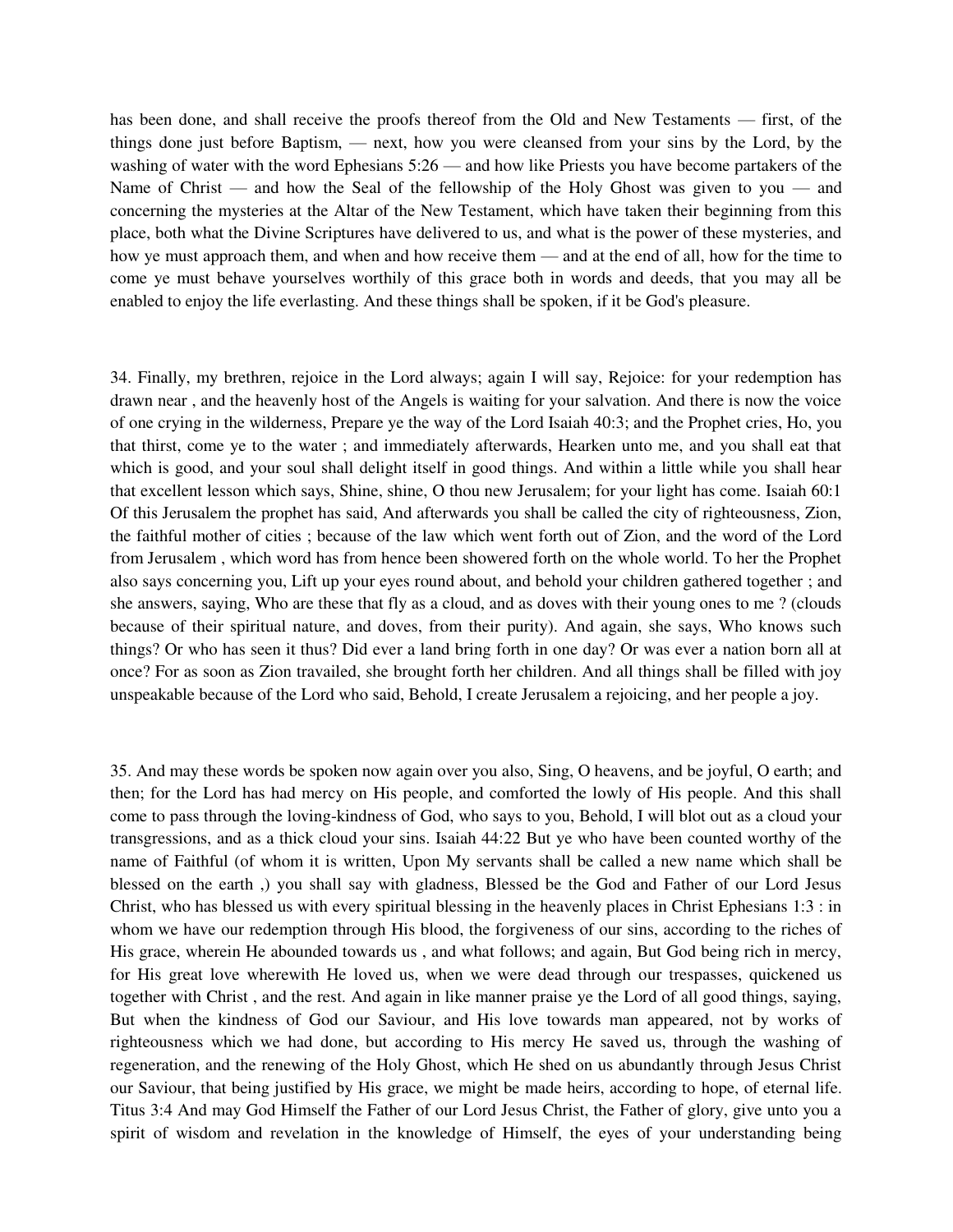has been done, and shall receive the proofs thereof from the Old and New Testaments — first, of the things done just before Baptism, — next, how you were cleansed from your sins by the Lord, by the washing of water with the word Ephesians 5:26 — and how like Priests you have become partakers of the Name of Christ — and how the Seal of the fellowship of the Holy Ghost was given to you — and concerning the mysteries at the Altar of the New Testament, which have taken their beginning from this place, both what the Divine Scriptures have delivered to us, and what is the power of these mysteries, and how ye must approach them, and when and how receive them — and at the end of all, how for the time to come ye must behave yourselves worthily of this grace both in words and deeds, that you may all be enabled to enjoy the life everlasting. And these things shall be spoken, if it be God's pleasure.

34. Finally, my brethren, rejoice in the Lord always; again I will say, Rejoice: for your redemption has drawn near , and the heavenly host of the Angels is waiting for your salvation. And there is now the voice of one crying in the wilderness, Prepare ye the way of the Lord Isaiah 40:3; and the Prophet cries, Ho, you that thirst, come ye to the water ; and immediately afterwards, Hearken unto me, and you shall eat that which is good, and your soul shall delight itself in good things. And within a little while you shall hear that excellent lesson which says, Shine, shine, O thou new Jerusalem; for your light has come. Isaiah 60:1 Of this Jerusalem the prophet has said, And afterwards you shall be called the city of righteousness, Zion, the faithful mother of cities ; because of the law which went forth out of Zion, and the word of the Lord from Jerusalem , which word has from hence been showered forth on the whole world. To her the Prophet also says concerning you, Lift up your eyes round about, and behold your children gathered together ; and she answers, saying, Who are these that fly as a cloud, and as doves with their young ones to me ? (clouds because of their spiritual nature, and doves, from their purity). And again, she says, Who knows such things? Or who has seen it thus? Did ever a land bring forth in one day? Or was ever a nation born all at once? For as soon as Zion travailed, she brought forth her children. And all things shall be filled with joy unspeakable because of the Lord who said, Behold, I create Jerusalem a rejoicing, and her people a joy.

35. And may these words be spoken now again over you also, Sing, O heavens, and be joyful, O earth; and then; for the Lord has had mercy on His people, and comforted the lowly of His people. And this shall come to pass through the loving-kindness of God, who says to you, Behold, I will blot out as a cloud your transgressions, and as a thick cloud your sins. Isaiah 44:22 But ye who have been counted worthy of the name of Faithful (of whom it is written, Upon My servants shall be called a new name which shall be blessed on the earth ,) you shall say with gladness, Blessed be the God and Father of our Lord Jesus Christ, who has blessed us with every spiritual blessing in the heavenly places in Christ Ephesians 1:3 : in whom we have our redemption through His blood, the forgiveness of our sins, according to the riches of His grace, wherein He abounded towards us , and what follows; and again, But God being rich in mercy, for His great love wherewith He loved us, when we were dead through our trespasses, quickened us together with Christ , and the rest. And again in like manner praise ye the Lord of all good things, saying, But when the kindness of God our Saviour, and His love towards man appeared, not by works of righteousness which we had done, but according to His mercy He saved us, through the washing of regeneration, and the renewing of the Holy Ghost, which He shed on us abundantly through Jesus Christ our Saviour, that being justified by His grace, we might be made heirs, according to hope, of eternal life. Titus 3:4 And may God Himself the Father of our Lord Jesus Christ, the Father of glory, give unto you a spirit of wisdom and revelation in the knowledge of Himself, the eyes of your understanding being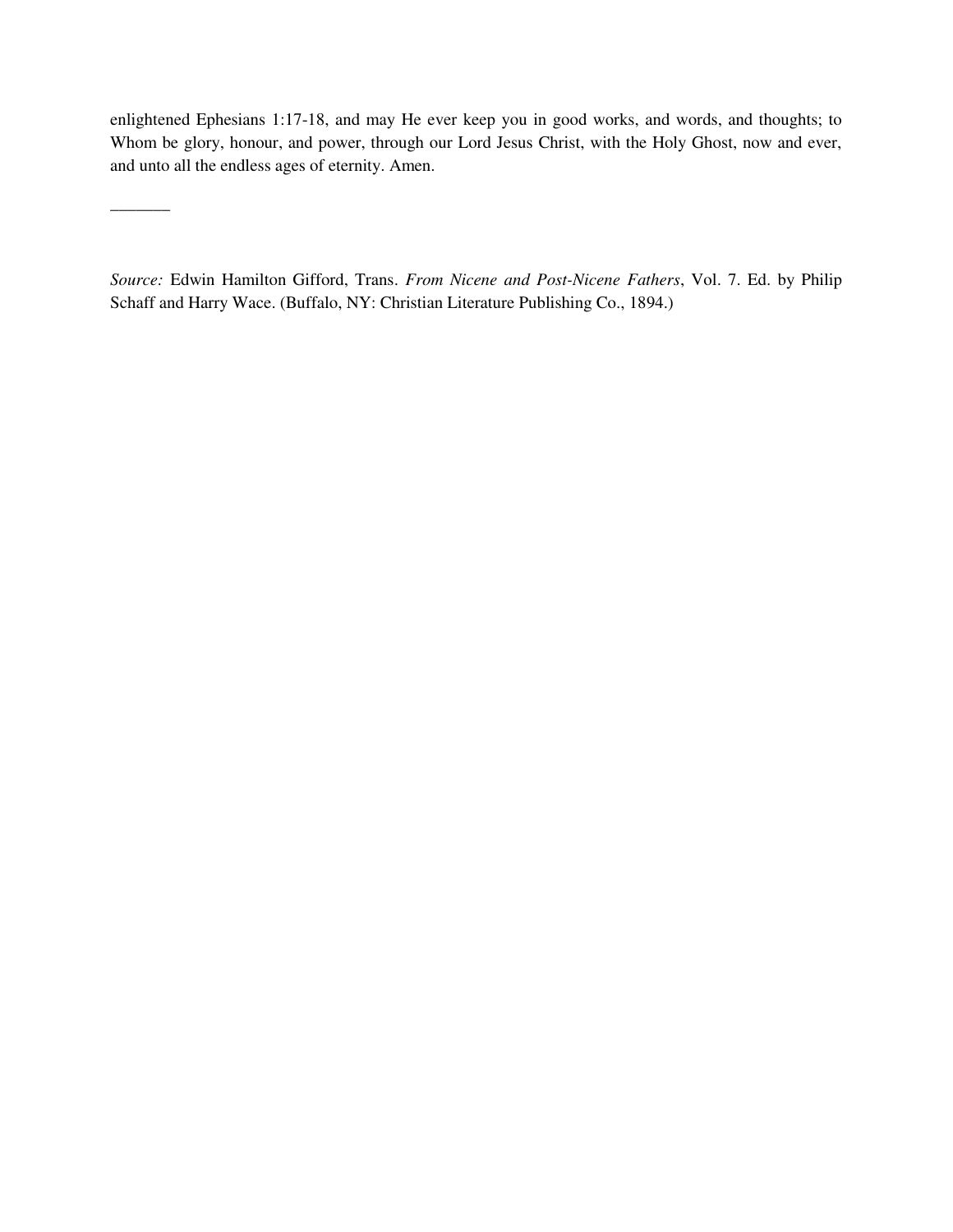enlightened Ephesians 1:17-18, and may He ever keep you in good works, and words, and thoughts; to Whom be glory, honour, and power, through our Lord Jesus Christ, with the Holy Ghost, now and ever, and unto all the endless ages of eternity. Amen.

_______

*Source:* Edwin Hamilton Gifford, Trans. *From Nicene and Post-Nicene Fathers*, Vol. 7. Ed. by Philip Schaff and Harry Wace. (Buffalo, NY: Christian Literature Publishing Co., 1894.)